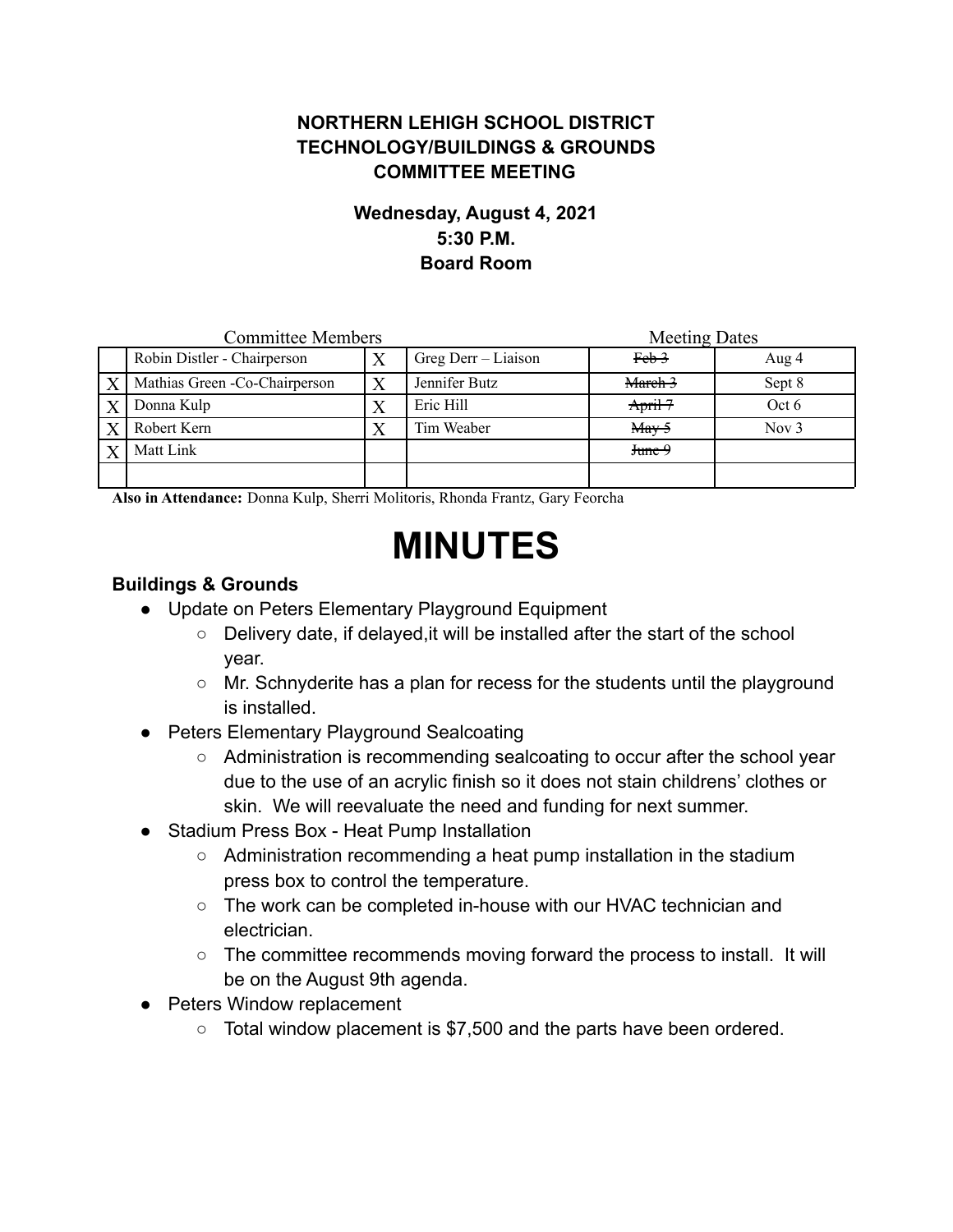**NORTHERN LEHIGH SCHOOL DISTRICT**
**TECHNOLOGY/BUILDINGS & GROUNDS**
**COMMITTEE MEETING**

**Wednesday, August 4, 2021**
**5:30 P.M.**
**Board Room**

| | Committee Members | | | Meeting Dates | |
|---|---|---|---|---|---|
| | Robin Distler - Chairperson | X | Greg Derr – Liaison | ~~Feb 3~~ | Aug 4 |
| X | Mathias Green -Co-Chairperson | X | Jennifer Butz | ~~March 3~~ | Sept 8 |
| X | Donna Kulp | X | Eric Hill | ~~April 7~~ | Oct 6 |
| X | Robert Kern | X | Tim Weaber | ~~May 5~~ | Nov 3 |
| X | Matt Link | | | ~~June 9~~ | |
| | | | | | |

**Also in Attendance:** Donna Kulp, Sherri Molitoris, Rhonda Frantz, Gary Feorcha

# MINUTES

### Buildings & Grounds

- Update on Peters Elementary Playground Equipment
  - Delivery date, if delayed,it will be installed after the start of the school year.
  - Mr. Schnyderite has a plan for recess for the students until the playground is installed.
- Peters Elementary Playground Sealcoating
  - Administration is recommending sealcoating to occur after the school year due to the use of an acrylic finish so it does not stain childrens' clothes or skin. We will reevaluate the need and funding for next summer.
- Stadium Press Box - Heat Pump Installation
  - Administration recommending a heat pump installation in the stadium press box to control the temperature.
  - The work can be completed in-house with our HVAC technician and electrician.
  - The committee recommends moving forward the process to install. It will be on the August 9th agenda.
- Peters Window replacement
  - Total window placement is $7,500 and the parts have been ordered.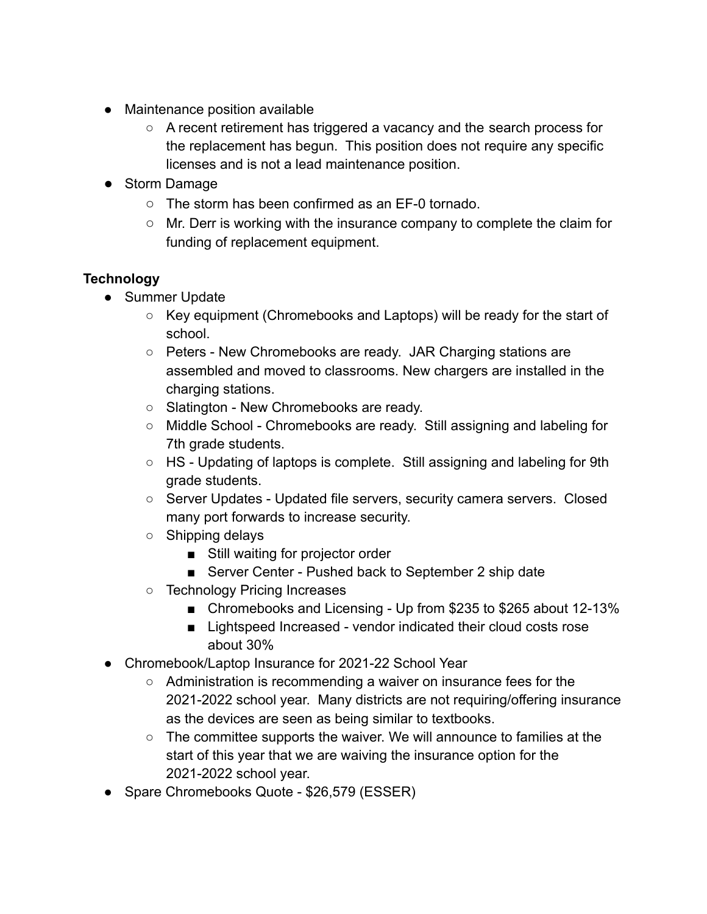- Maintenance position available
  - A recent retirement has triggered a vacancy and the search process for the replacement has begun. This position does not require any specific licenses and is not a lead maintenance position.
- Storm Damage
  - The storm has been confirmed as an EF-0 tornado.
  - Mr. Derr is working with the insurance company to complete the claim for funding of replacement equipment.

**Technology**

- Summer Update
  - Key equipment (Chromebooks and Laptops) will be ready for the start of school.
  - Peters - New Chromebooks are ready. JAR Charging stations are assembled and moved to classrooms. New chargers are installed in the charging stations.
  - Slatington - New Chromebooks are ready.
  - Middle School - Chromebooks are ready. Still assigning and labeling for 7th grade students.
  - HS - Updating of laptops is complete. Still assigning and labeling for 9th grade students.
  - Server Updates - Updated file servers, security camera servers. Closed many port forwards to increase security.
  - Shipping delays
    - Still waiting for projector order
    - Server Center - Pushed back to September 2 ship date
  - Technology Pricing Increases
    - Chromebooks and Licensing - Up from $235 to $265 about 12-13%
    - Lightspeed Increased - vendor indicated their cloud costs rose about 30%
- Chromebook/Laptop Insurance for 2021-22 School Year
  - Administration is recommending a waiver on insurance fees for the 2021-2022 school year. Many districts are not requiring/offering insurance as the devices are seen as being similar to textbooks.
  - The committee supports the waiver. We will announce to families at the start of this year that we are waiving the insurance option for the 2021-2022 school year.
- Spare Chromebooks Quote - $26,579 (ESSER)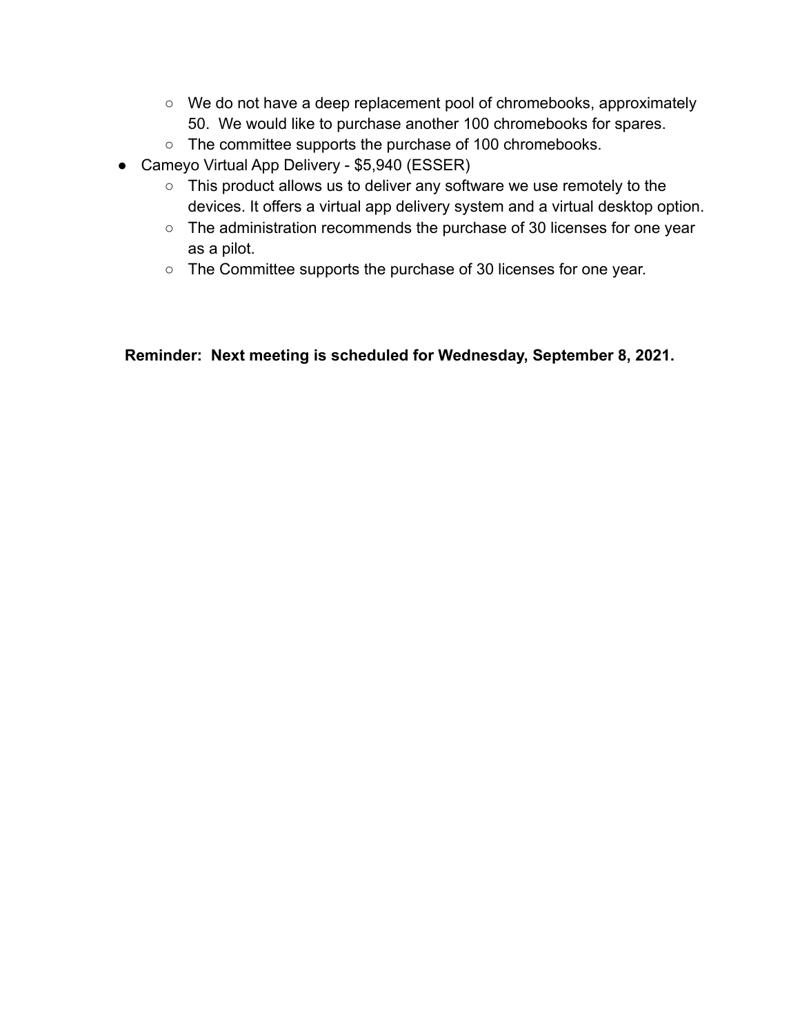- We do not have a deep replacement pool of chromebooks, approximately 50. We would like to purchase another 100 chromebooks for spares.
  - The committee supports the purchase of 100 chromebooks.
- Cameyo Virtual App Delivery - $5,940 (ESSER)
  - This product allows us to deliver any software we use remotely to the devices. It offers a virtual app delivery system and a virtual desktop option.
  - The administration recommends the purchase of 30 licenses for one year as a pilot.
  - The Committee supports the purchase of 30 licenses for one year.

**Reminder: Next meeting is scheduled for Wednesday, September 8, 2021.**